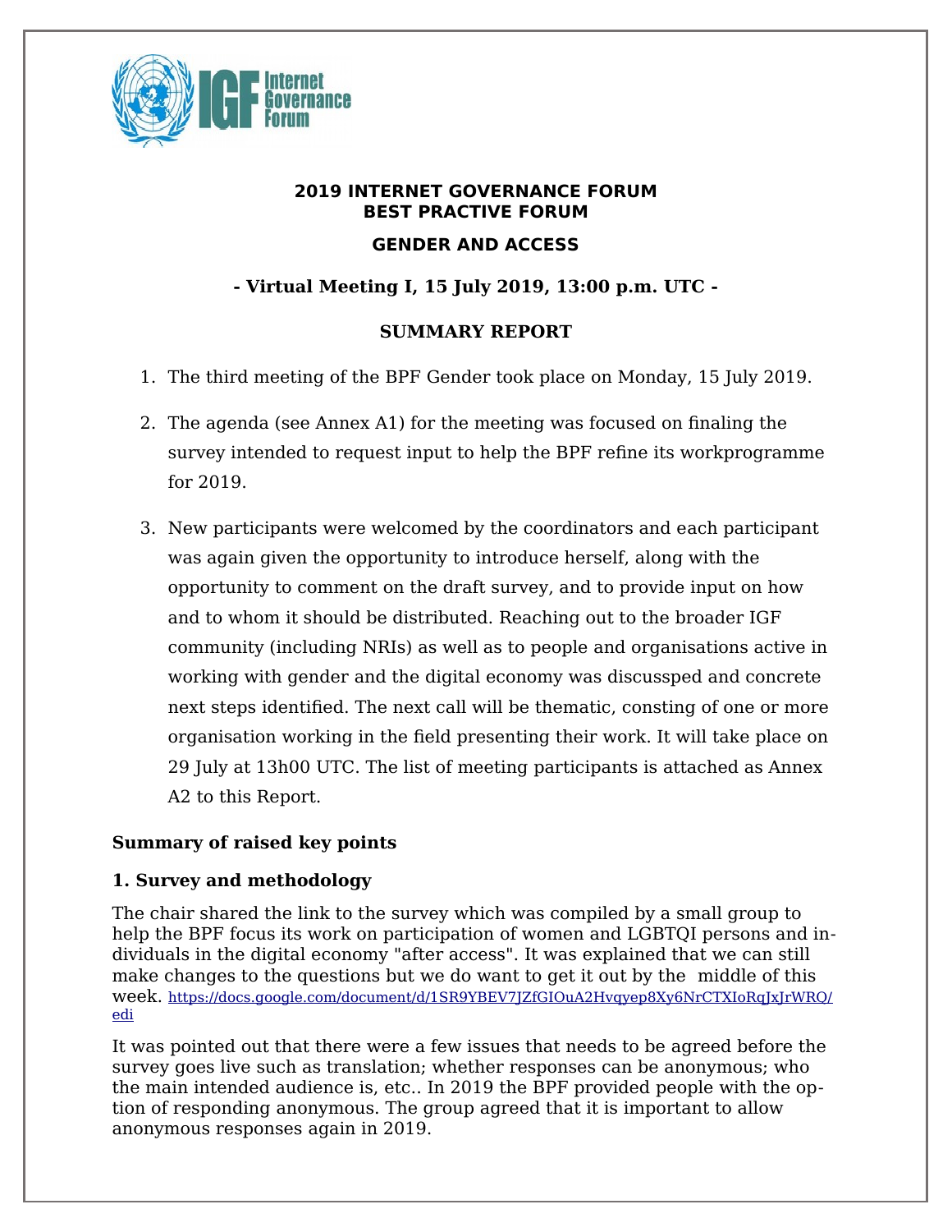**2019 INTERNET GOVERNANCE FORUM**
**BEST PRACTIVE FORUM**

**GENDER AND ACCESS**

**- Virtual Meeting I, 15 July 2019, 13:00 p.m. UTC -**

**SUMMARY REPORT**

1. The third meeting of the BPF Gender took place on Monday, 15 July 2019.

2. The agenda (see Annex A1) for the meeting was focused on finaling the survey intended to request input to help the BPF refine its workprogramme for 2019.

3. New participants were welcomed by the coordinators and each participant was again given the opportunity to introduce herself, along with the opportunity to comment on the draft survey, and to provide input on how and to whom it should be distributed. Reaching out to the broader IGF community (including NRIs) as well as to people and organisations active in working with gender and the digital economy was discussped and concrete next steps identified. The next call will be thematic, consting of one or more organisation working in the field presenting their work. It will take place on 29 July at 13h00 UTC. The list of meeting participants is attached as Annex A2 to this Report.

**Summary of raised key points**

**1. Survey and methodology**

The chair shared the link to the survey which was compiled by a small group to help the BPF focus its work on participation of women and LGBTQI persons and individuals in the digital economy "after access". It was explained that we can still make changes to the questions but we do want to get it out by the middle of this week. https://docs.google.com/document/d/1SR9YBEV7JZfGIOuA2Hvqyep8Xy6NrCTXIoRqJxJrWRQ/edi

It was pointed out that there were a few issues that needs to be agreed before the survey goes live such as translation; whether responses can be anonymous; who the main intended audience is, etc.. In 2019 the BPF provided people with the option of responding anonymous. The group agreed that it is important to allow anonymous responses again in 2019.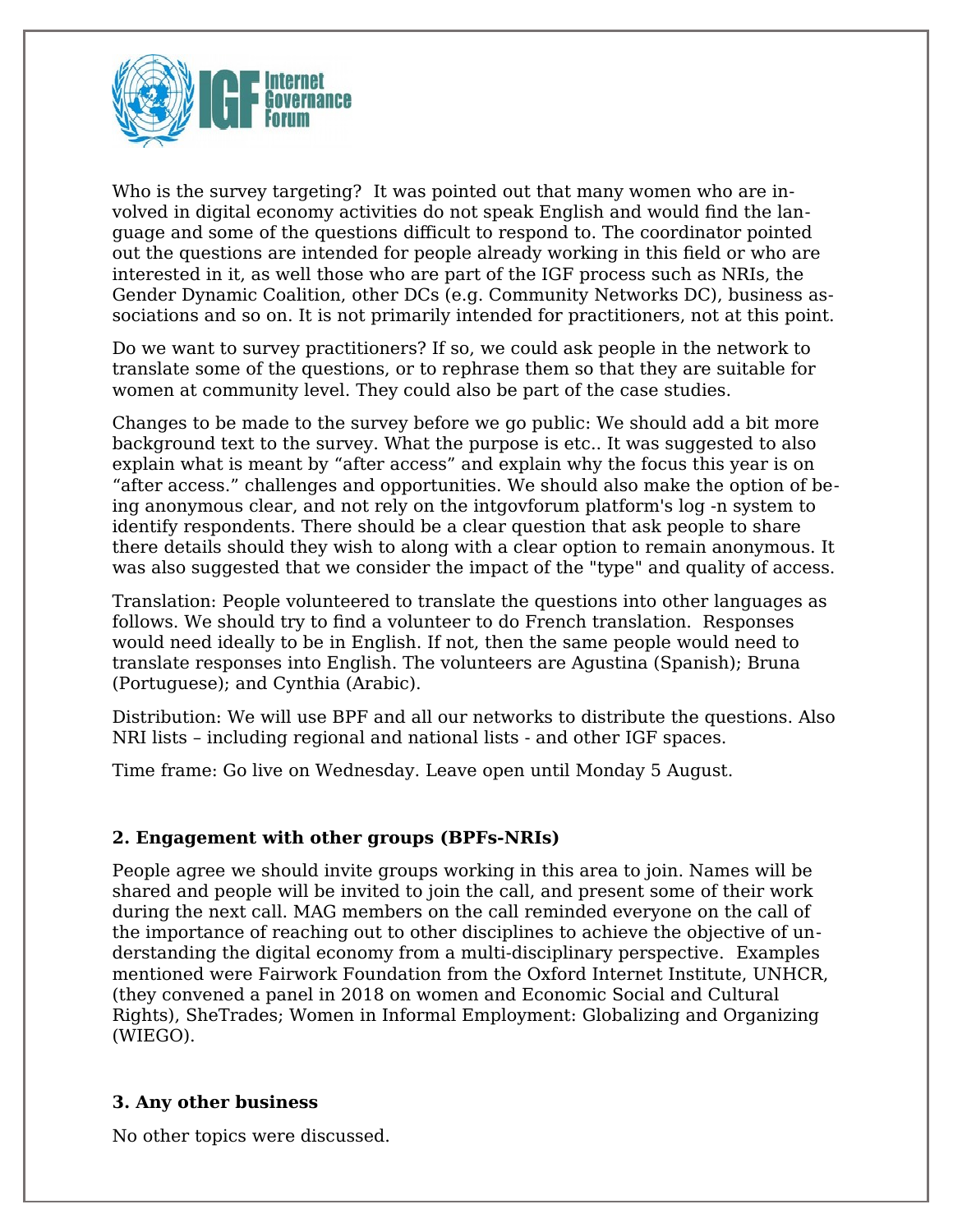Who is the survey targeting? It was pointed out that many women who are involved in digital economy activities do not speak English and would find the language and some of the questions difficult to respond to. The coordinator pointed out the questions are intended for people already working in this field or who are interested in it, as well those who are part of the IGF process such as NRIs, the Gender Dynamic Coalition, other DCs (e.g. Community Networks DC), business associations and so on. It is not primarily intended for practitioners, not at this point.

Do we want to survey practitioners? If so, we could ask people in the network to translate some of the questions, or to rephrase them so that they are suitable for women at community level. They could also be part of the case studies.

Changes to be made to the survey before we go public: We should add a bit more background text to the survey. What the purpose is etc.. It was suggested to also explain what is meant by "after access" and explain why the focus this year is on "after access." challenges and opportunities. We should also make the option of being anonymous clear, and not rely on the intgovforum platform's log -n system to identify respondents. There should be a clear question that ask people to share there details should they wish to along with a clear option to remain anonymous. It was also suggested that we consider the impact of the "type" and quality of access.

Translation: People volunteered to translate the questions into other languages as follows. We should try to find a volunteer to do French translation. Responses would need ideally to be in English. If not, then the same people would need to translate responses into English. The volunteers are Agustina (Spanish); Bruna (Portuguese); and Cynthia (Arabic).

Distribution: We will use BPF and all our networks to distribute the questions. Also NRI lists – including regional and national lists - and other IGF spaces.

Time frame: Go live on Wednesday. Leave open until Monday 5 August.

## 2. Engagement with other groups (BPFs-NRIs)

People agree we should invite groups working in this area to join. Names will be shared and people will be invited to join the call, and present some of their work during the next call. MAG members on the call reminded everyone on the call of the importance of reaching out to other disciplines to achieve the objective of understanding the digital economy from a multi-disciplinary perspective. Examples mentioned were Fairwork Foundation from the Oxford Internet Institute, UNHCR, (they convened a panel in 2018 on women and Economic Social and Cultural Rights), SheTrades; Women in Informal Employment: Globalizing and Organizing (WIEGO).

## 3. Any other business

No other topics were discussed.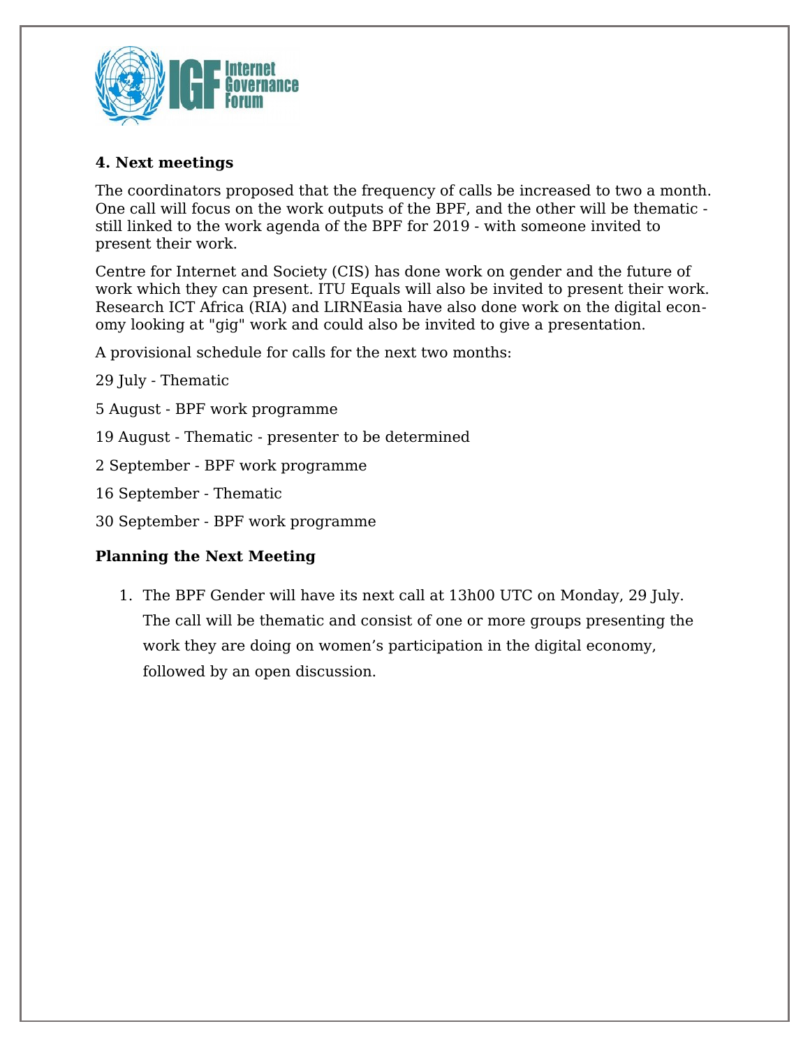## 4. Next meetings

The coordinators proposed that the frequency of calls be increased to two a month. One call will focus on the work outputs of the BPF, and the other will be thematic - still linked to the work agenda of the BPF for 2019 - with someone invited to present their work.

Centre for Internet and Society (CIS) has done work on gender and the future of work which they can present. ITU Equals will also be invited to present their work. Research ICT Africa (RIA) and LIRNEasia have also done work on the digital economy looking at "gig" work and could also be invited to give a presentation.

A provisional schedule for calls for the next two months:

29 July - Thematic

5 August - BPF work programme

19 August - Thematic - presenter to be determined

2 September - BPF work programme

16 September - Thematic

30 September - BPF work programme

### Planning the Next Meeting

1. The BPF Gender will have its next call at 13h00 UTC on Monday, 29 July. The call will be thematic and consist of one or more groups presenting the work they are doing on women's participation in the digital economy, followed by an open discussion.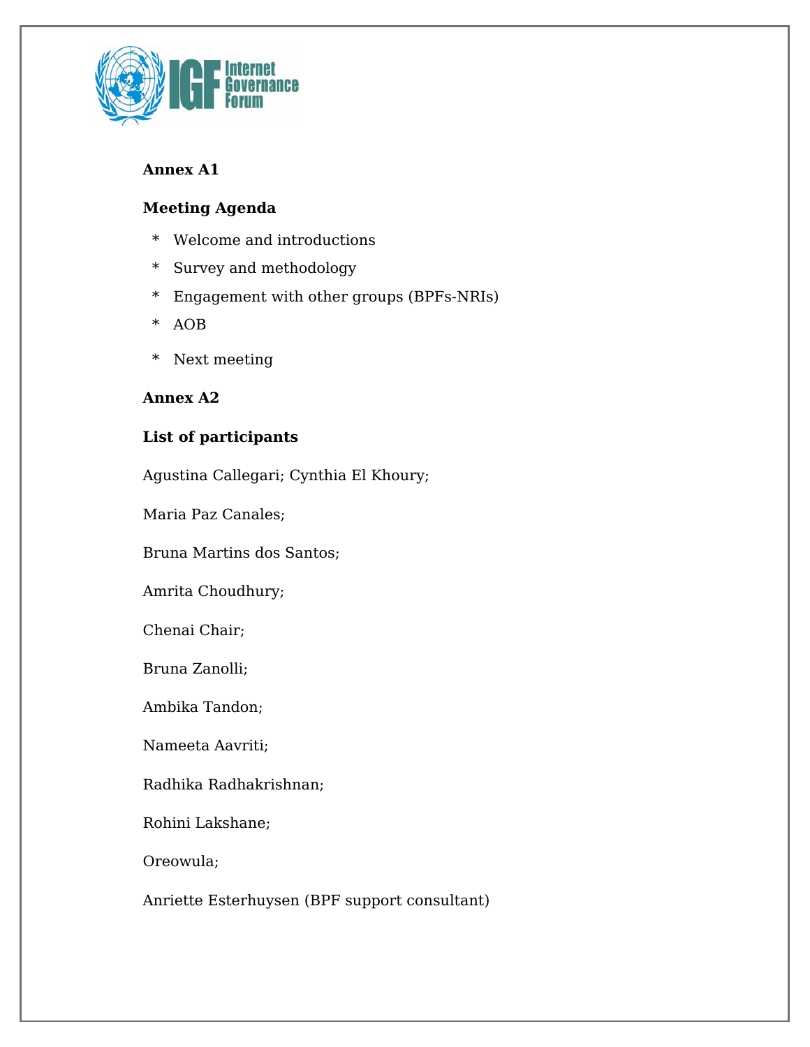**Annex A1**

**Meeting Agenda**

* Welcome and introductions
* Survey and methodology
* Engagement with other groups (BPFs-NRIs)
* AOB
* Next meeting

**Annex A2**

**List of participants**

Agustina Callegari; Cynthia El Khoury;

Maria Paz Canales;

Bruna Martins dos Santos;

Amrita Choudhury;

Chenai Chair;

Bruna Zanolli;

Ambika Tandon;

Nameeta Aavriti;

Radhika Radhakrishnan;

Rohini Lakshane;

Oreowula;

Anriette Esterhuysen (BPF support consultant)